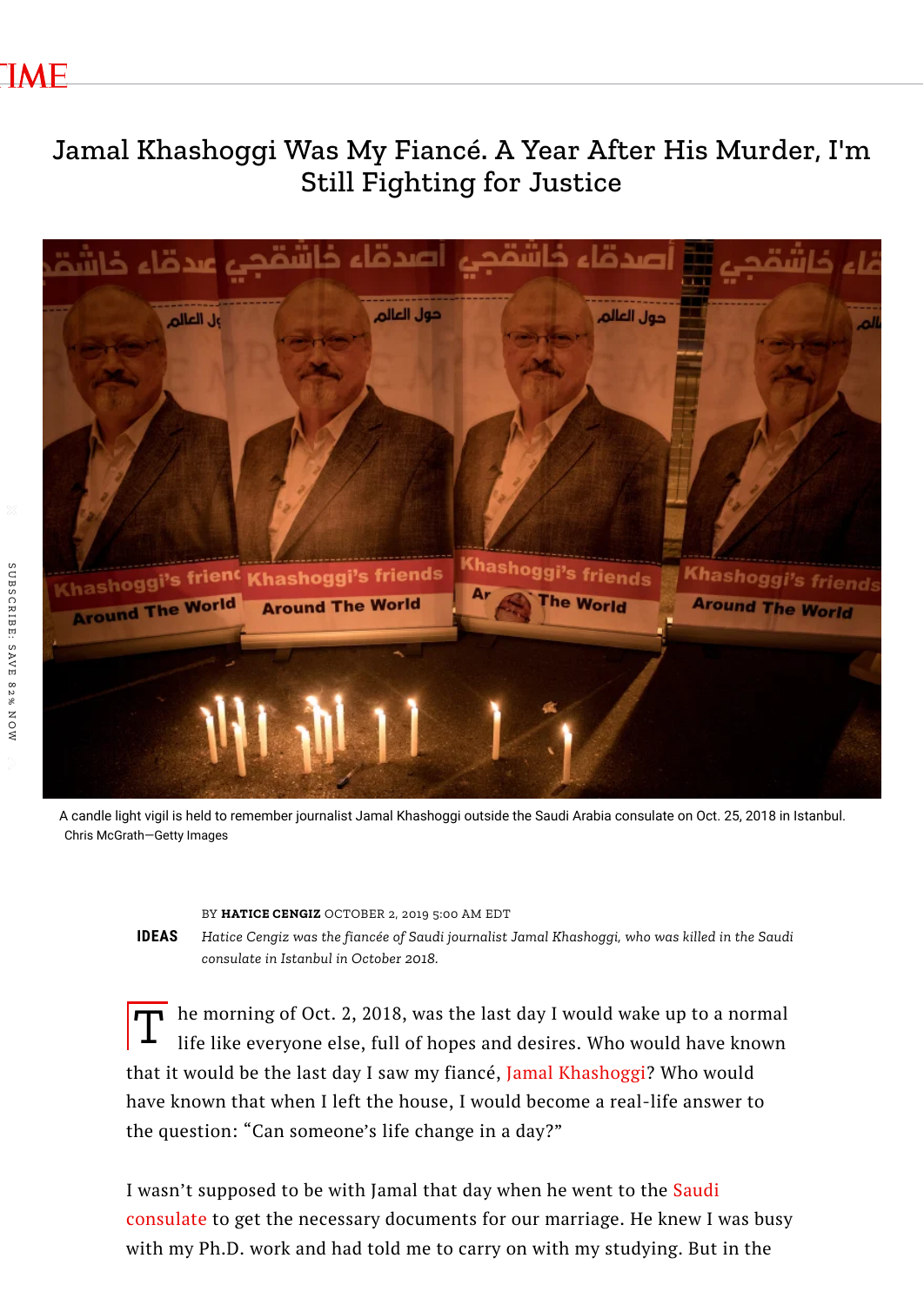# Jamal Khashoggi Was My Fiancé. A Year After His Murder, I'm Still Fighting for Justice

A candle light vigil is held to remember journalist Jamal Khashoggi outside the Saudi Arabia consulate on Oct. 25, 2018 in Istanbul. Chris McGrath—Getty Images

IDEAS

BY **HATICE CENGIZ** OCTOBER 2, 2019 5:00 AM EDT

*Hatice Cengiz was the fiancée of Saudi journalist Jamal Khashoggi, who was killed in the Saudi consulate in Istanbul in October 2018.*

The morning of Oct. 2, 2018, was the last day I would wake up to a normal life like everyone else, full of hopes and desires. Who would have known that it would be the last day I saw my fiancé, Jamal Khashoggi? Who would have known that when I left the house, I would become a real-life answer to the question: "Can someone's life change in a day?"

I wasn't supposed to be with Jamal that day when he went to the Saudi consulate to get the necessary documents for our marriage. He knew I was busy with my Ph.D. work and had told me to carry on with my studying. But in the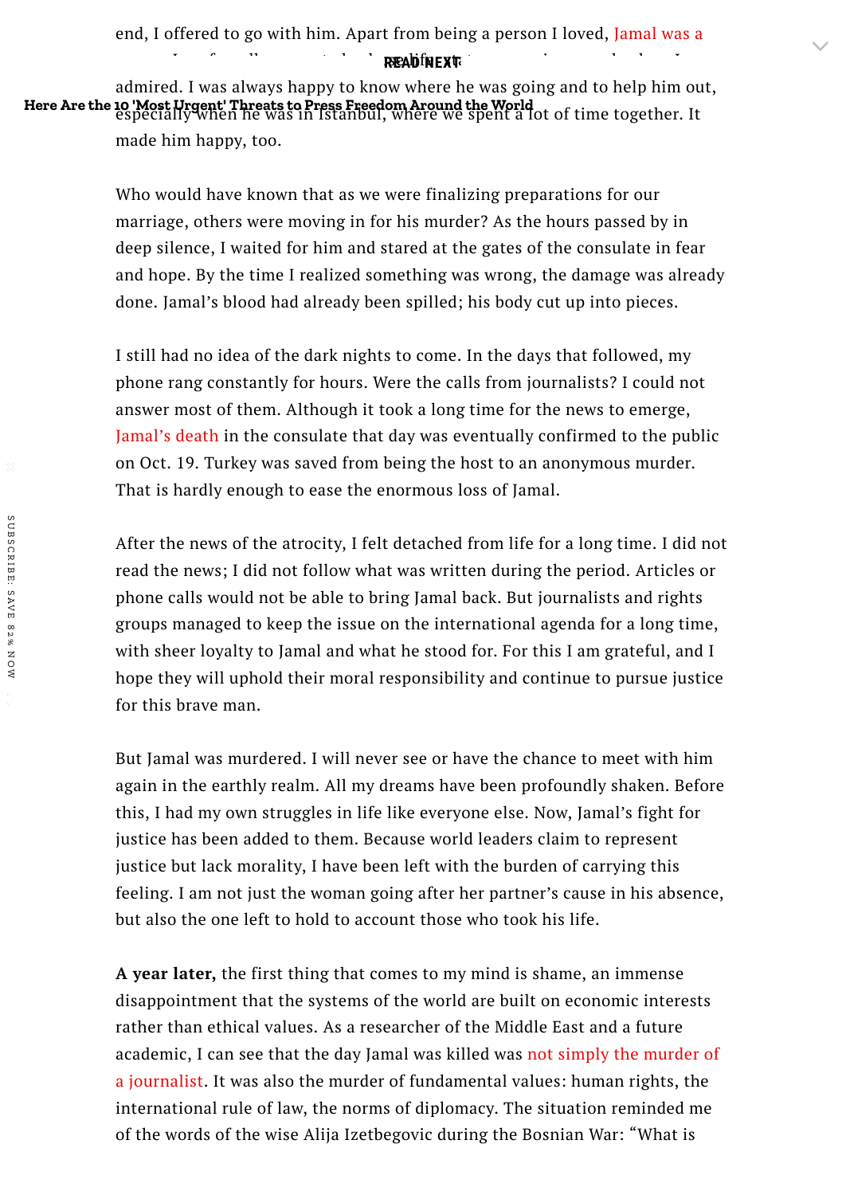end, I offered to go with him. Apart from being a person I loved, Jamal was a

admired. I was always happy to know where he was going and to help him out, especially when he was in Istanbul, where we spent a lot of time together. It made him happy, too.

Who would have known that as we were finalizing preparations for our marriage, others were moving in for his murder? As the hours passed by in deep silence, I waited for him and stared at the gates of the consulate in fear and hope. By the time I realized something was wrong, the damage was already done. Jamal's blood had already been spilled; his body cut up into pieces.

I still had no idea of the dark nights to come. In the days that followed, my phone rang constantly for hours. Were the calls from journalists? I could not answer most of them. Although it took a long time for the news to emerge, Jamal's death in the consulate that day was eventually confirmed to the public on Oct. 19. Turkey was saved from being the host to an anonymous murder. That is hardly enough to ease the enormous loss of Jamal.

After the news of the atrocity, I felt detached from life for a long time. I did not read the news; I did not follow what was written during the period. Articles or phone calls would not be able to bring Jamal back. But journalists and rights groups managed to keep the issue on the international agenda for a long time, with sheer loyalty to Jamal and what he stood for. For this I am grateful, and I hope they will uphold their moral responsibility and continue to pursue justice for this brave man.

But Jamal was murdered. I will never see or have the chance to meet with him again in the earthly realm. All my dreams have been profoundly shaken. Before this, I had my own struggles in life like everyone else. Now, Jamal's fight for justice has been added to them. Because world leaders claim to represent justice but lack morality, I have been left with the burden of carrying this feeling. I am not just the woman going after her partner's cause in his absence, but also the one left to hold to account those who took his life.

**A year later,** the first thing that comes to my mind is shame, an immense disappointment that the systems of the world are built on economic interests rather than ethical values. As a researcher of the Middle East and a future academic, I can see that the day Jamal was killed was not simply the murder of a journalist. It was also the murder of fundamental values: human rights, the international rule of law, the norms of diplomacy. The situation reminded me of the words of the wise Alija Izetbegovic during the Bosnian War: "What is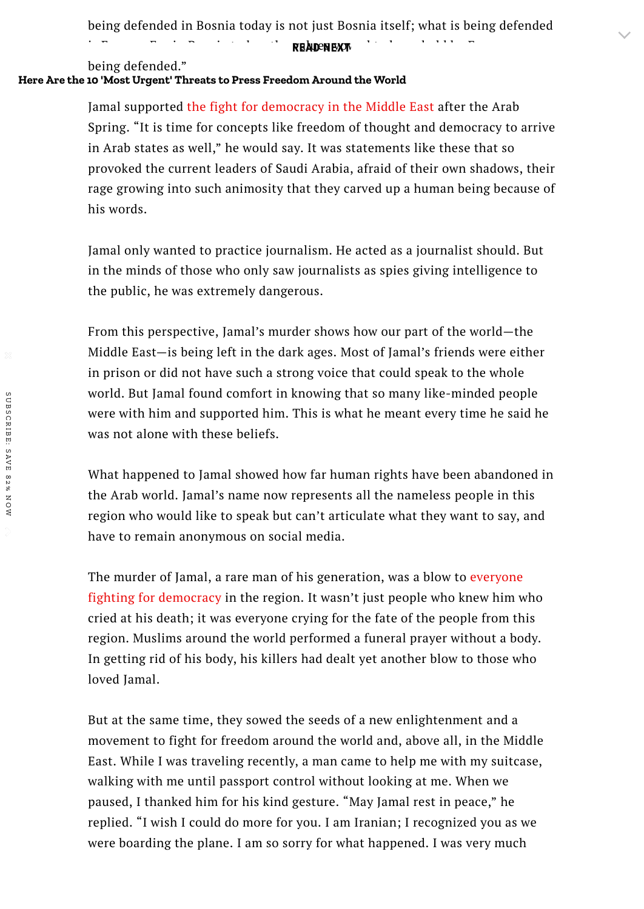being defended in Bosnia today is not just Bosnia itself; what is being defended

being defended."

Jamal supported the fight for democracy in the Middle East after the Arab Spring. "It is time for concepts like freedom of thought and democracy to arrive in Arab states as well," he would say. It was statements like these that so provoked the current leaders of Saudi Arabia, afraid of their own shadows, their rage growing into such animosity that they carved up a human being because of his words.

Jamal only wanted to practice journalism. He acted as a journalist should. But in the minds of those who only saw journalists as spies giving intelligence to the public, he was extremely dangerous.

From this perspective, Jamal's murder shows how our part of the world—the Middle East—is being left in the dark ages. Most of Jamal's friends were either in prison or did not have such a strong voice that could speak to the whole world. But Jamal found comfort in knowing that so many like-minded people were with him and supported him. This is what he meant every time he said he was not alone with these beliefs.

What happened to Jamal showed how far human rights have been abandoned in the Arab world. Jamal's name now represents all the nameless people in this region who would like to speak but can't articulate what they want to say, and have to remain anonymous on social media.

The murder of Jamal, a rare man of his generation, was a blow to everyone fighting for democracy in the region. It wasn't just people who knew him who cried at his death; it was everyone crying for the fate of the people from this region. Muslims around the world performed a funeral prayer without a body. In getting rid of his body, his killers had dealt yet another blow to those who loved Jamal.

But at the same time, they sowed the seeds of a new enlightenment and a movement to fight for freedom around the world and, above all, in the Middle East. While I was traveling recently, a man came to help me with my suitcase, walking with me until passport control without looking at me. When we paused, I thanked him for his kind gesture. "May Jamal rest in peace," he replied. "I wish I could do more for you. I am Iranian; I recognized you as we were boarding the plane. I am so sorry for what happened. I was very much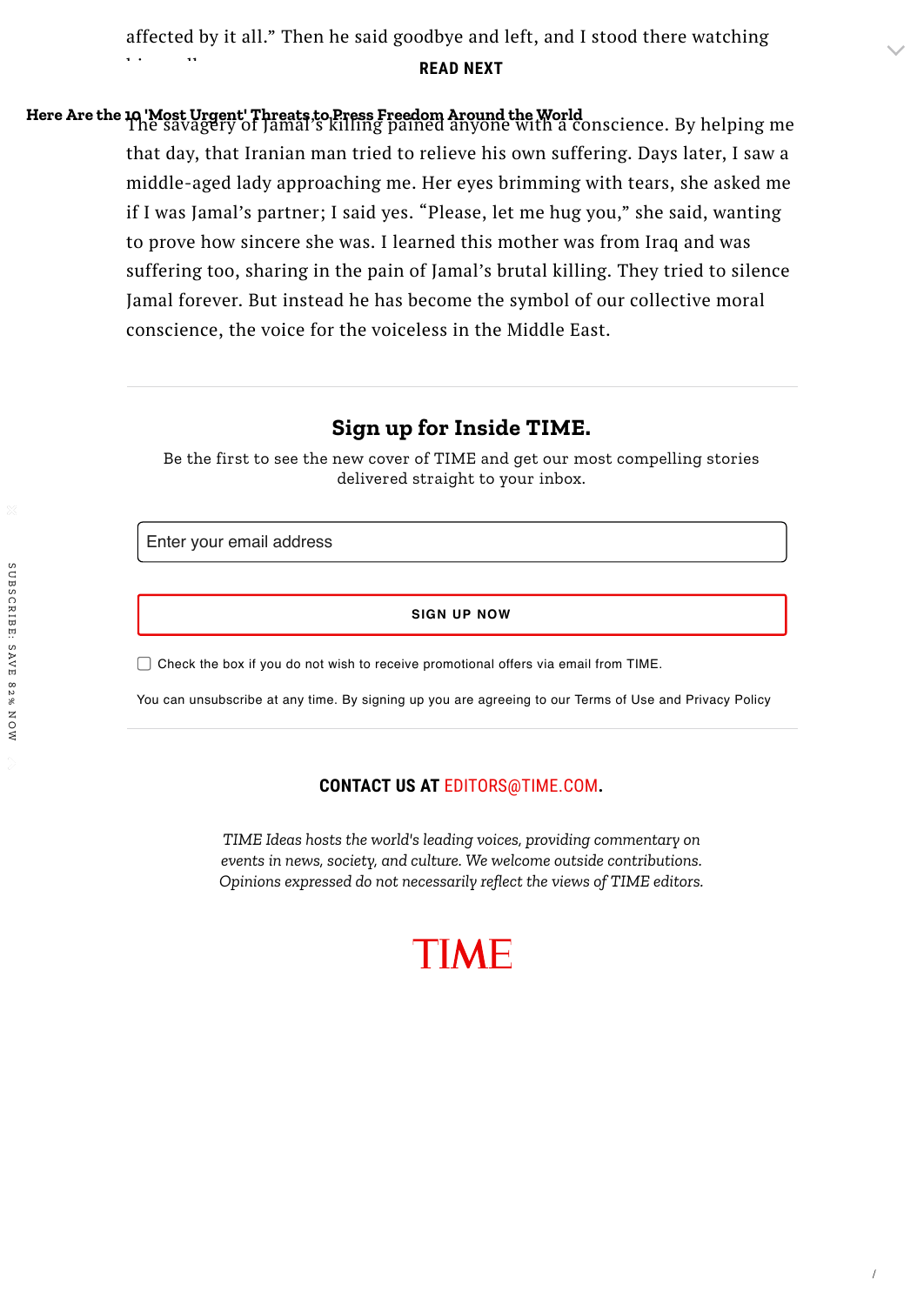affected by it all." Then he said goodbye and left, and I stood there watching him walk away.

The savagery of Jamal's killing pained anyone with a conscience. By helping me that day, that Iranian man tried to relieve his own suffering. Days later, I saw a middle-aged lady approaching me. Her eyes brimming with tears, she asked me if I was Jamal's partner; I said yes. "Please, let me hug you," she said, wanting to prove how sincere she was. I learned this mother was from Iraq and was suffering too, sharing in the pain of Jamal's brutal killing. They tried to silence Jamal forever. But instead he has become the symbol of our collective moral conscience, the voice for the voiceless in the Middle East.

---

**CONTACT US AT EDITORS@TIME.COM.**

*TIME Ideas hosts the world's leading voices, providing commentary on events in news, society, and culture. We welcome outside contributions. Opinions expressed do not necessarily reflect the views of TIME editors.*